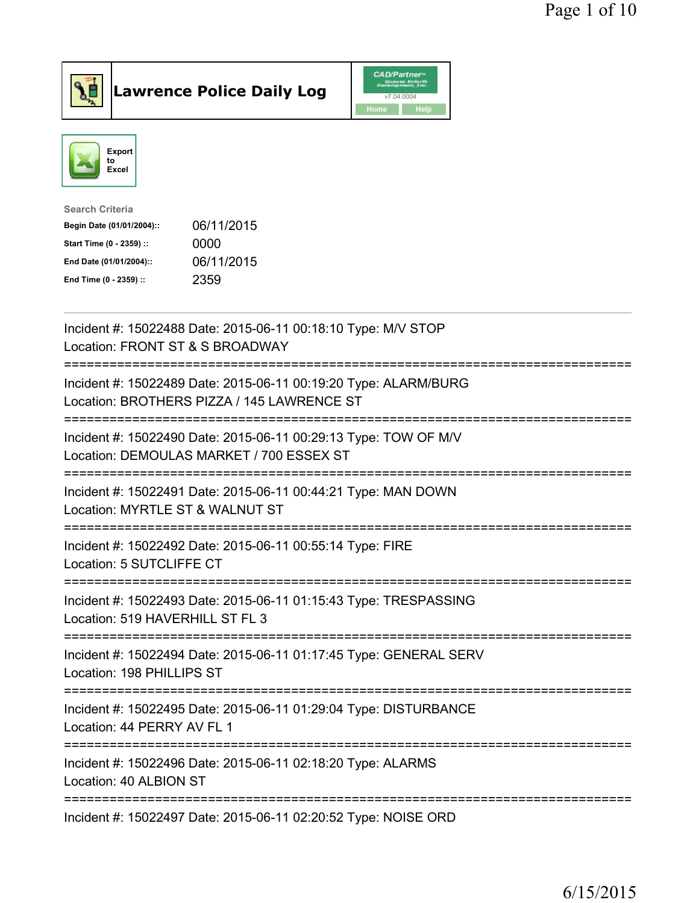# Lawrence Police Daily Log

Export to Excel

**Search Criteria**

| | |
|---|---|
| **Begin Date (01/01/2004)::** | 06/11/2015 |
| **Start Time (0 - 2359) ::** | 0000 |
| **End Date (01/01/2004)::** | 06/11/2015 |
| **End Time (0 - 2359) ::** | 2359 |

---

Incident #: 15022488 Date: 2015-06-11 00:18:10 Type: M/V STOP
Location: FRONT ST & S BROADWAY

===========================================================================

Incident #: 15022489 Date: 2015-06-11 00:19:20 Type: ALARM/BURG
Location: BROTHERS PIZZA / 145 LAWRENCE ST

===========================================================================

Incident #: 15022490 Date: 2015-06-11 00:29:13 Type: TOW OF M/V
Location: DEMOULAS MARKET / 700 ESSEX ST

===========================================================================

Incident #: 15022491 Date: 2015-06-11 00:44:21 Type: MAN DOWN
Location: MYRTLE ST & WALNUT ST

===========================================================================

Incident #: 15022492 Date: 2015-06-11 00:55:14 Type: FIRE
Location: 5 SUTCLIFFE CT

===========================================================================

Incident #: 15022493 Date: 2015-06-11 01:15:43 Type: TRESPASSING
Location: 519 HAVERHILL ST FL 3

===========================================================================

Incident #: 15022494 Date: 2015-06-11 01:17:45 Type: GENERAL SERV
Location: 198 PHILLIPS ST

===========================================================================

Incident #: 15022495 Date: 2015-06-11 01:29:04 Type: DISTURBANCE
Location: 44 PERRY AV FL 1

===========================================================================

Incident #: 15022496 Date: 2015-06-11 02:18:20 Type: ALARMS
Location: 40 ALBION ST

===========================================================================

Incident #: 15022497 Date: 2015-06-11 02:20:52 Type: NOISE ORD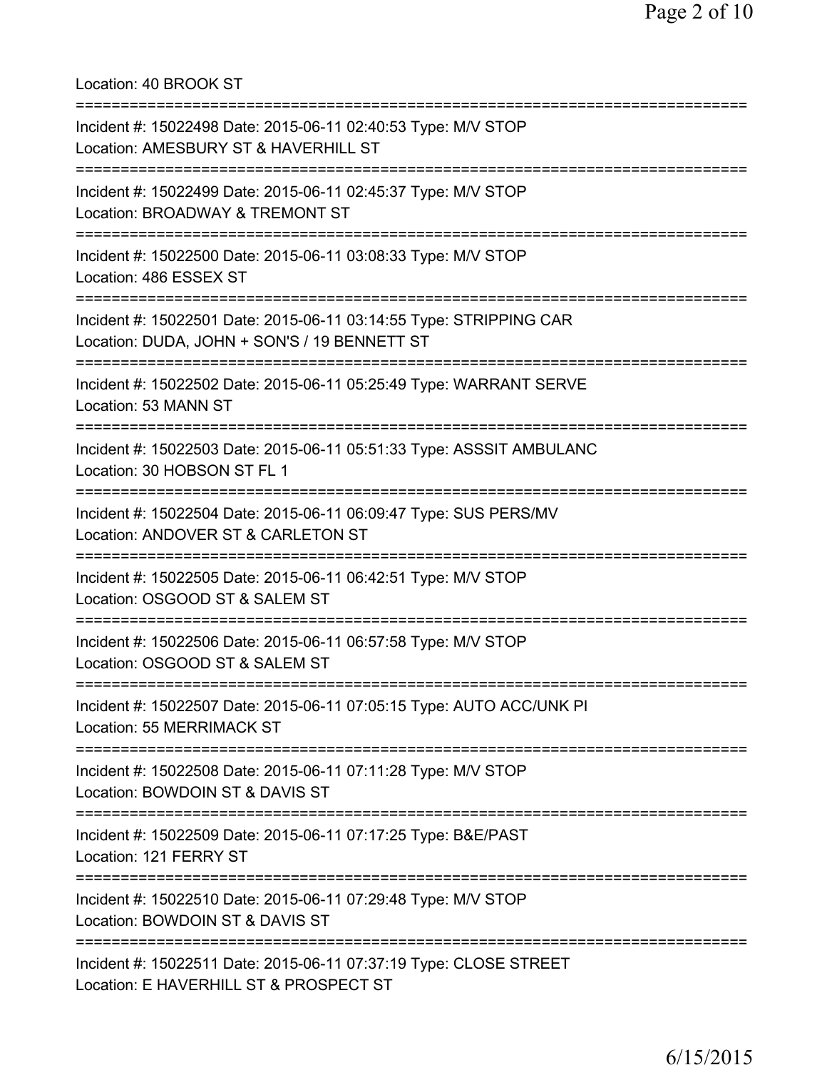Location: 40 BROOK ST

===========================================================================

Incident #: 15022498 Date: 2015-06-11 02:40:53 Type: M/V STOP
Location: AMESBURY ST & HAVERHILL ST

===========================================================================

Incident #: 15022499 Date: 2015-06-11 02:45:37 Type: M/V STOP
Location: BROADWAY & TREMONT ST

===========================================================================

Incident #: 15022500 Date: 2015-06-11 03:08:33 Type: M/V STOP
Location: 486 ESSEX ST

===========================================================================

Incident #: 15022501 Date: 2015-06-11 03:14:55 Type: STRIPPING CAR
Location: DUDA, JOHN + SON'S / 19 BENNETT ST

===========================================================================

Incident #: 15022502 Date: 2015-06-11 05:25:49 Type: WARRANT SERVE
Location: 53 MANN ST

===========================================================================

Incident #: 15022503 Date: 2015-06-11 05:51:33 Type: ASSSIT AMBULANC
Location: 30 HOBSON ST FL 1

===========================================================================

Incident #: 15022504 Date: 2015-06-11 06:09:47 Type: SUS PERS/MV
Location: ANDOVER ST & CARLETON ST

===========================================================================

Incident #: 15022505 Date: 2015-06-11 06:42:51 Type: M/V STOP
Location: OSGOOD ST & SALEM ST

===========================================================================

Incident #: 15022506 Date: 2015-06-11 06:57:58 Type: M/V STOP
Location: OSGOOD ST & SALEM ST

===========================================================================

Incident #: 15022507 Date: 2015-06-11 07:05:15 Type: AUTO ACC/UNK PI
Location: 55 MERRIMACK ST

===========================================================================

Incident #: 15022508 Date: 2015-06-11 07:11:28 Type: M/V STOP
Location: BOWDOIN ST & DAVIS ST

===========================================================================

Incident #: 15022509 Date: 2015-06-11 07:17:25 Type: B&E/PAST
Location: 121 FERRY ST

===========================================================================

Incident #: 15022510 Date: 2015-06-11 07:29:48 Type: M/V STOP
Location: BOWDOIN ST & DAVIS ST

===========================================================================

Incident #: 15022511 Date: 2015-06-11 07:37:19 Type: CLOSE STREET
Location: E HAVERHILL ST & PROSPECT ST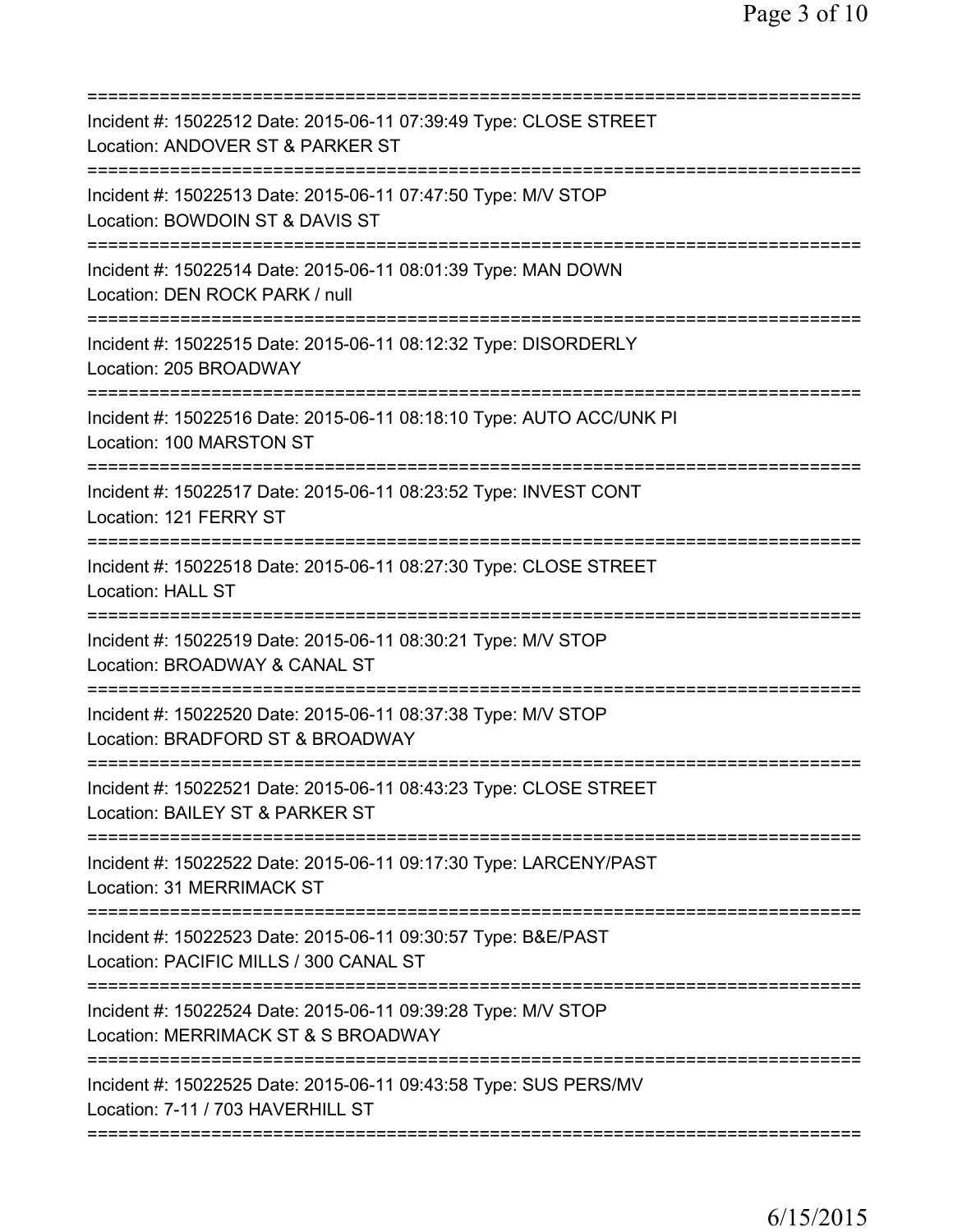==============================================================================
Incident #: 15022512 Date: 2015-06-11 07:39:49 Type: CLOSE STREET
Location: ANDOVER ST & PARKER ST
==============================================================================
Incident #: 15022513 Date: 2015-06-11 07:47:50 Type: M/V STOP
Location: BOWDOIN ST & DAVIS ST
==============================================================================
Incident #: 15022514 Date: 2015-06-11 08:01:39 Type: MAN DOWN
Location: DEN ROCK PARK / null
==============================================================================
Incident #: 15022515 Date: 2015-06-11 08:12:32 Type: DISORDERLY
Location: 205 BROADWAY
==============================================================================
Incident #: 15022516 Date: 2015-06-11 08:18:10 Type: AUTO ACC/UNK PI
Location: 100 MARSTON ST
==============================================================================
Incident #: 15022517 Date: 2015-06-11 08:23:52 Type: INVEST CONT
Location: 121 FERRY ST
==============================================================================
Incident #: 15022518 Date: 2015-06-11 08:27:30 Type: CLOSE STREET
Location: HALL ST
==============================================================================
Incident #: 15022519 Date: 2015-06-11 08:30:21 Type: M/V STOP
Location: BROADWAY & CANAL ST
==============================================================================
Incident #: 15022520 Date: 2015-06-11 08:37:38 Type: M/V STOP
Location: BRADFORD ST & BROADWAY
==============================================================================
Incident #: 15022521 Date: 2015-06-11 08:43:23 Type: CLOSE STREET
Location: BAILEY ST & PARKER ST
==============================================================================
Incident #: 15022522 Date: 2015-06-11 09:17:30 Type: LARCENY/PAST
Location: 31 MERRIMACK ST
==============================================================================
Incident #: 15022523 Date: 2015-06-11 09:30:57 Type: B&E/PAST
Location: PACIFIC MILLS / 300 CANAL ST
==============================================================================
Incident #: 15022524 Date: 2015-06-11 09:39:28 Type: M/V STOP
Location: MERRIMACK ST & S BROADWAY
==============================================================================
Incident #: 15022525 Date: 2015-06-11 09:43:58 Type: SUS PERS/MV
Location: 7-11 / 703 HAVERHILL ST
==============================================================================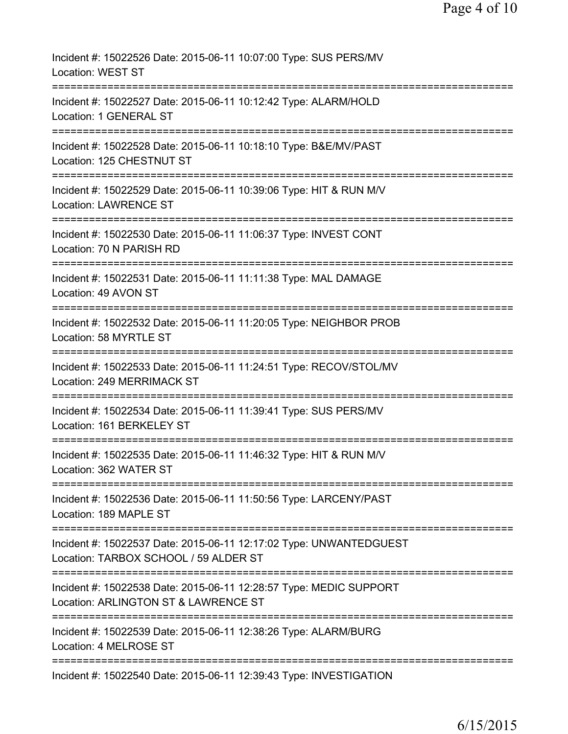Incident #: 15022526 Date: 2015-06-11 10:07:00 Type: SUS PERS/MV
Location: WEST ST

===========================================================================

Incident #: 15022527 Date: 2015-06-11 10:12:42 Type: ALARM/HOLD
Location: 1 GENERAL ST

===========================================================================

Incident #: 15022528 Date: 2015-06-11 10:18:10 Type: B&E/MV/PAST
Location: 125 CHESTNUT ST

===========================================================================

Incident #: 15022529 Date: 2015-06-11 10:39:06 Type: HIT & RUN M/V
Location: LAWRENCE ST

===========================================================================

Incident #: 15022530 Date: 2015-06-11 11:06:37 Type: INVEST CONT
Location: 70 N PARISH RD

===========================================================================

Incident #: 15022531 Date: 2015-06-11 11:11:38 Type: MAL DAMAGE
Location: 49 AVON ST

===========================================================================

Incident #: 15022532 Date: 2015-06-11 11:20:05 Type: NEIGHBOR PROB
Location: 58 MYRTLE ST

===========================================================================

Incident #: 15022533 Date: 2015-06-11 11:24:51 Type: RECOV/STOL/MV
Location: 249 MERRIMACK ST

===========================================================================

Incident #: 15022534 Date: 2015-06-11 11:39:41 Type: SUS PERS/MV
Location: 161 BERKELEY ST

===========================================================================

Incident #: 15022535 Date: 2015-06-11 11:46:32 Type: HIT & RUN M/V
Location: 362 WATER ST

===========================================================================

Incident #: 15022536 Date: 2015-06-11 11:50:56 Type: LARCENY/PAST
Location: 189 MAPLE ST

===========================================================================

Incident #: 15022537 Date: 2015-06-11 12:17:02 Type: UNWANTEDGUEST
Location: TARBOX SCHOOL / 59 ALDER ST

===========================================================================

Incident #: 15022538 Date: 2015-06-11 12:28:57 Type: MEDIC SUPPORT
Location: ARLINGTON ST & LAWRENCE ST

===========================================================================

Incident #: 15022539 Date: 2015-06-11 12:38:26 Type: ALARM/BURG
Location: 4 MELROSE ST

===========================================================================

Incident #: 15022540 Date: 2015-06-11 12:39:43 Type: INVESTIGATION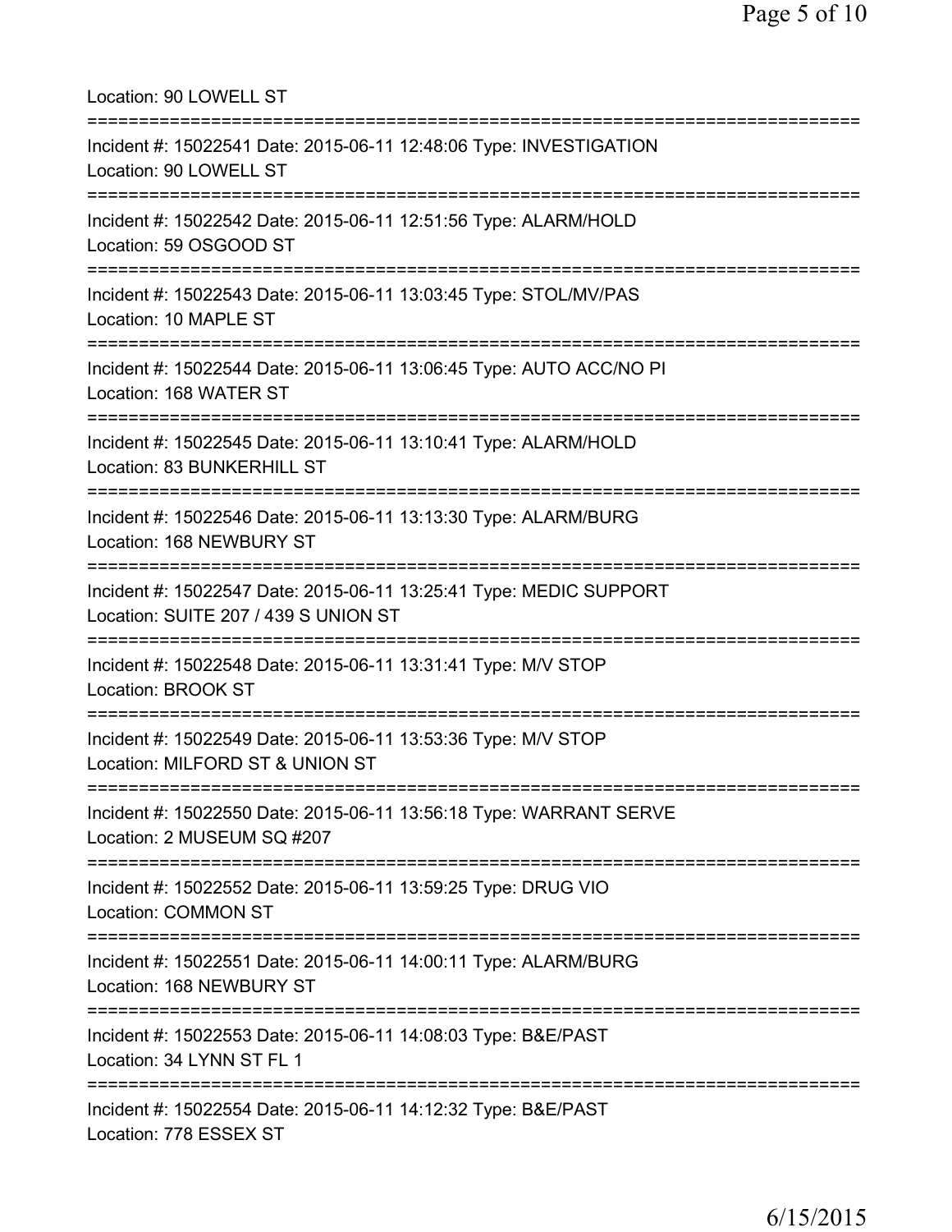Location: 90 LOWELL ST

===========================================================================

Incident #: 15022541 Date: 2015-06-11 12:48:06 Type: INVESTIGATION
Location: 90 LOWELL ST

===========================================================================

Incident #: 15022542 Date: 2015-06-11 12:51:56 Type: ALARM/HOLD
Location: 59 OSGOOD ST

===========================================================================

Incident #: 15022543 Date: 2015-06-11 13:03:45 Type: STOL/MV/PAS
Location: 10 MAPLE ST

===========================================================================

Incident #: 15022544 Date: 2015-06-11 13:06:45 Type: AUTO ACC/NO PI
Location: 168 WATER ST

===========================================================================

Incident #: 15022545 Date: 2015-06-11 13:10:41 Type: ALARM/HOLD
Location: 83 BUNKERHILL ST

===========================================================================

Incident #: 15022546 Date: 2015-06-11 13:13:30 Type: ALARM/BURG
Location: 168 NEWBURY ST

===========================================================================

Incident #: 15022547 Date: 2015-06-11 13:25:41 Type: MEDIC SUPPORT
Location: SUITE 207 / 439 S UNION ST

===========================================================================

Incident #: 15022548 Date: 2015-06-11 13:31:41 Type: M/V STOP
Location: BROOK ST

===========================================================================

Incident #: 15022549 Date: 2015-06-11 13:53:36 Type: M/V STOP
Location: MILFORD ST & UNION ST

===========================================================================

Incident #: 15022550 Date: 2015-06-11 13:56:18 Type: WARRANT SERVE
Location: 2 MUSEUM SQ #207

===========================================================================

Incident #: 15022552 Date: 2015-06-11 13:59:25 Type: DRUG VIO
Location: COMMON ST

===========================================================================

Incident #: 15022551 Date: 2015-06-11 14:00:11 Type: ALARM/BURG
Location: 168 NEWBURY ST

===========================================================================

Incident #: 15022553 Date: 2015-06-11 14:08:03 Type: B&E/PAST
Location: 34 LYNN ST FL 1

===========================================================================

Incident #: 15022554 Date: 2015-06-11 14:12:32 Type: B&E/PAST
Location: 778 ESSEX ST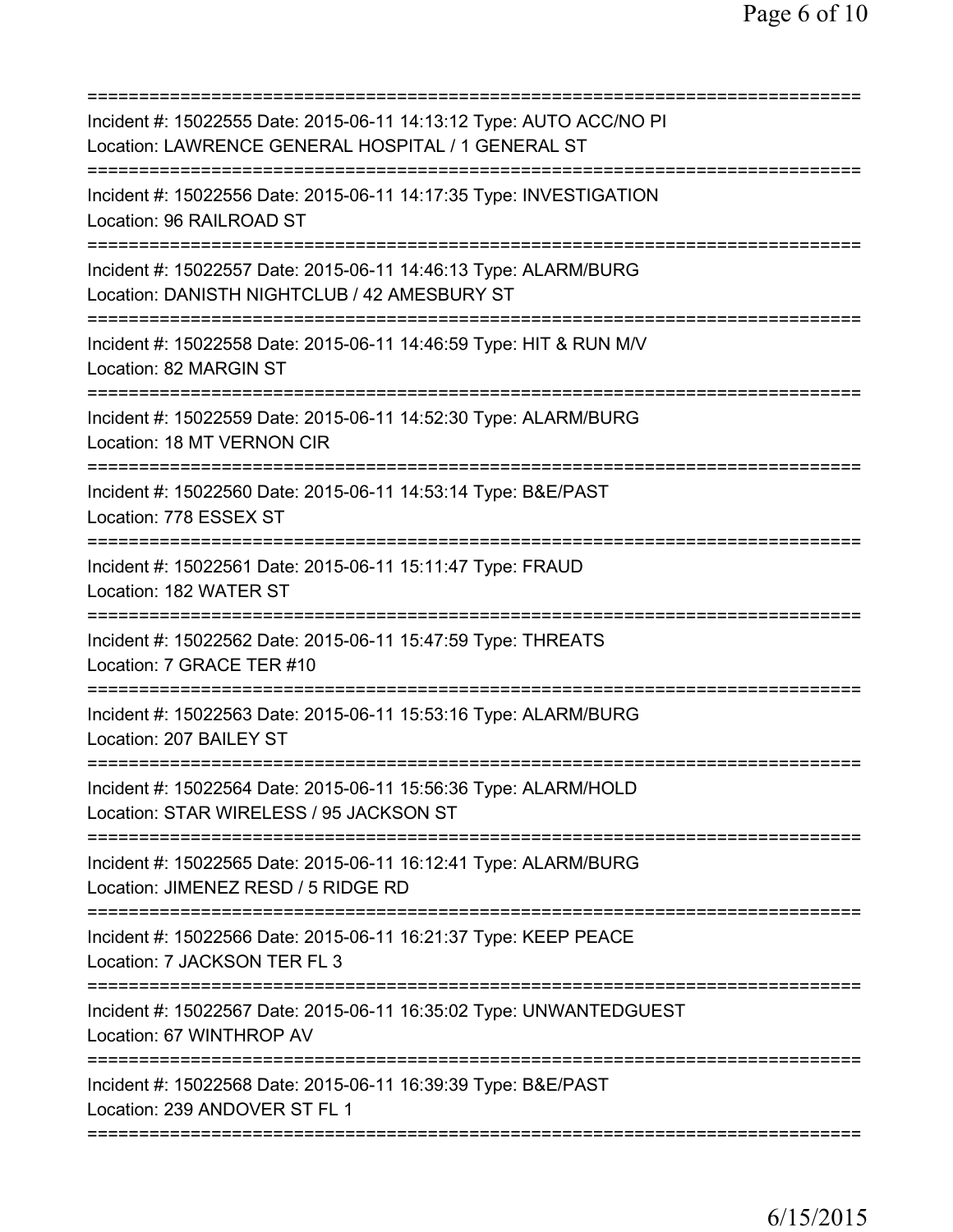Incident #: 15022555 Date: 2015-06-11 14:13:12 Type: AUTO ACC/NO PI
Location: LAWRENCE GENERAL HOSPITAL / 1 GENERAL ST

---

Incident #: 15022556 Date: 2015-06-11 14:17:35 Type: INVESTIGATION
Location: 96 RAILROAD ST

---

Incident #: 15022557 Date: 2015-06-11 14:46:13 Type: ALARM/BURG
Location: DANISTH NIGHTCLUB / 42 AMESBURY ST

---

Incident #: 15022558 Date: 2015-06-11 14:46:59 Type: HIT & RUN M/V
Location: 82 MARGIN ST

---

Incident #: 15022559 Date: 2015-06-11 14:52:30 Type: ALARM/BURG
Location: 18 MT VERNON CIR

---

Incident #: 15022560 Date: 2015-06-11 14:53:14 Type: B&E/PAST
Location: 778 ESSEX ST

---

Incident #: 15022561 Date: 2015-06-11 15:11:47 Type: FRAUD
Location: 182 WATER ST

---

Incident #: 15022562 Date: 2015-06-11 15:47:59 Type: THREATS
Location: 7 GRACE TER #10

---

Incident #: 15022563 Date: 2015-06-11 15:53:16 Type: ALARM/BURG
Location: 207 BAILEY ST

---

Incident #: 15022564 Date: 2015-06-11 15:56:36 Type: ALARM/HOLD
Location: STAR WIRELESS / 95 JACKSON ST

---

Incident #: 15022565 Date: 2015-06-11 16:12:41 Type: ALARM/BURG
Location: JIMENEZ RESD / 5 RIDGE RD

---

Incident #: 15022566 Date: 2015-06-11 16:21:37 Type: KEEP PEACE
Location: 7 JACKSON TER FL 3

---

Incident #: 15022567 Date: 2015-06-11 16:35:02 Type: UNWANTEDGUEST
Location: 67 WINTHROP AV

---

Incident #: 15022568 Date: 2015-06-11 16:39:39 Type: B&E/PAST
Location: 239 ANDOVER ST FL 1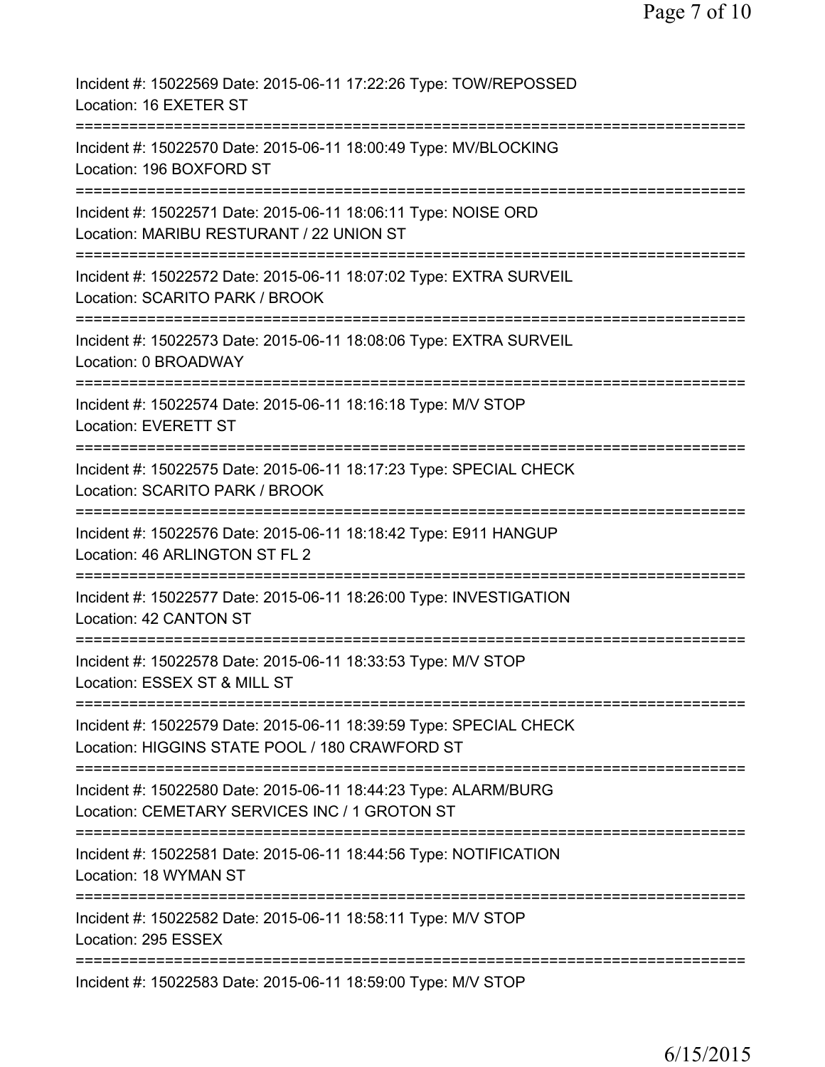Incident #: 15022569 Date: 2015-06-11 17:22:26 Type: TOW/REPOSSED
Location: 16 EXETER ST

===========================================================================

Incident #: 15022570 Date: 2015-06-11 18:00:49 Type: MV/BLOCKING
Location: 196 BOXFORD ST

===========================================================================

Incident #: 15022571 Date: 2015-06-11 18:06:11 Type: NOISE ORD
Location: MARIBU RESTURANT / 22 UNION ST

===========================================================================

Incident #: 15022572 Date: 2015-06-11 18:07:02 Type: EXTRA SURVEIL
Location: SCARITO PARK / BROOK

===========================================================================

Incident #: 15022573 Date: 2015-06-11 18:08:06 Type: EXTRA SURVEIL
Location: 0 BROADWAY

===========================================================================

Incident #: 15022574 Date: 2015-06-11 18:16:18 Type: M/V STOP
Location: EVERETT ST

===========================================================================

Incident #: 15022575 Date: 2015-06-11 18:17:23 Type: SPECIAL CHECK
Location: SCARITO PARK / BROOK

===========================================================================

Incident #: 15022576 Date: 2015-06-11 18:18:42 Type: E911 HANGUP
Location: 46 ARLINGTON ST FL 2

===========================================================================

Incident #: 15022577 Date: 2015-06-11 18:26:00 Type: INVESTIGATION
Location: 42 CANTON ST

===========================================================================

Incident #: 15022578 Date: 2015-06-11 18:33:53 Type: M/V STOP
Location: ESSEX ST & MILL ST

===========================================================================

Incident #: 15022579 Date: 2015-06-11 18:39:59 Type: SPECIAL CHECK
Location: HIGGINS STATE POOL / 180 CRAWFORD ST

===========================================================================

Incident #: 15022580 Date: 2015-06-11 18:44:23 Type: ALARM/BURG
Location: CEMETARY SERVICES INC / 1 GROTON ST

===========================================================================

Incident #: 15022581 Date: 2015-06-11 18:44:56 Type: NOTIFICATION
Location: 18 WYMAN ST

===========================================================================

Incident #: 15022582 Date: 2015-06-11 18:58:11 Type: M/V STOP
Location: 295 ESSEX

===========================================================================

Incident #: 15022583 Date: 2015-06-11 18:59:00 Type: M/V STOP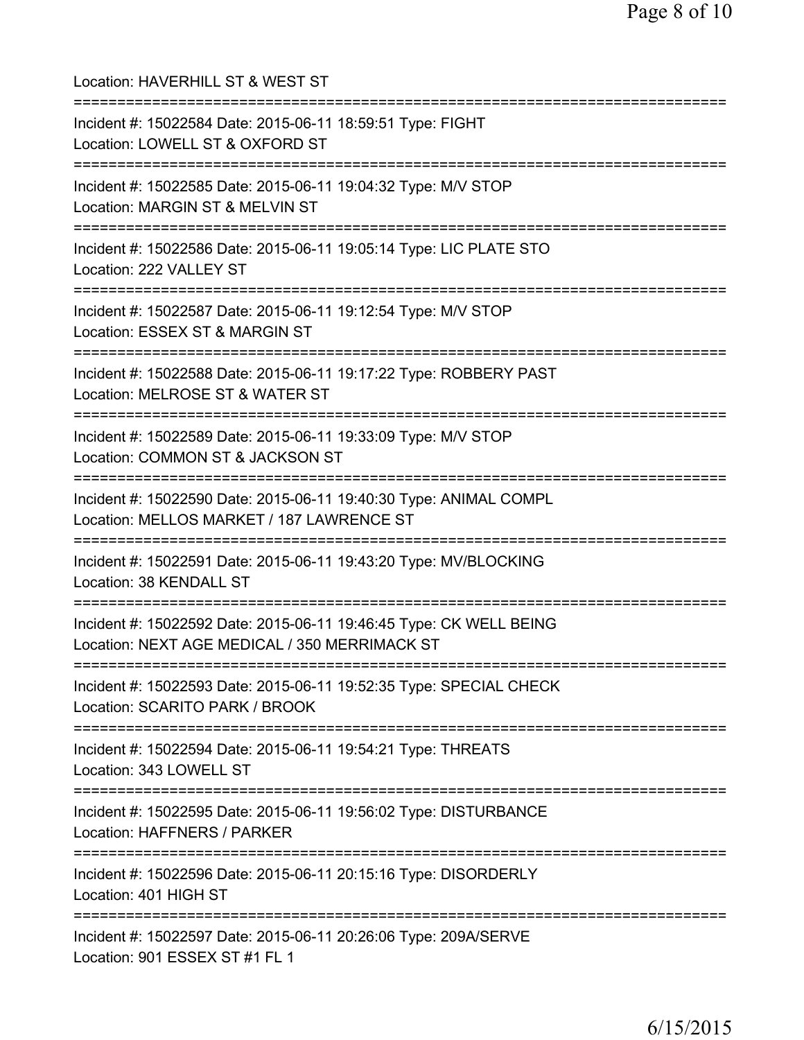Location: HAVERHILL ST & WEST ST

===========================================================================

Incident #: 15022584 Date: 2015-06-11 18:59:51 Type: FIGHT
Location: LOWELL ST & OXFORD ST

===========================================================================

Incident #: 15022585 Date: 2015-06-11 19:04:32 Type: M/V STOP
Location: MARGIN ST & MELVIN ST

===========================================================================

Incident #: 15022586 Date: 2015-06-11 19:05:14 Type: LIC PLATE STO
Location: 222 VALLEY ST

===========================================================================

Incident #: 15022587 Date: 2015-06-11 19:12:54 Type: M/V STOP
Location: ESSEX ST & MARGIN ST

===========================================================================

Incident #: 15022588 Date: 2015-06-11 19:17:22 Type: ROBBERY PAST
Location: MELROSE ST & WATER ST

===========================================================================

Incident #: 15022589 Date: 2015-06-11 19:33:09 Type: M/V STOP
Location: COMMON ST & JACKSON ST

===========================================================================

Incident #: 15022590 Date: 2015-06-11 19:40:30 Type: ANIMAL COMPL
Location: MELLOS MARKET / 187 LAWRENCE ST

===========================================================================

Incident #: 15022591 Date: 2015-06-11 19:43:20 Type: MV/BLOCKING
Location: 38 KENDALL ST

===========================================================================

Incident #: 15022592 Date: 2015-06-11 19:46:45 Type: CK WELL BEING
Location: NEXT AGE MEDICAL / 350 MERRIMACK ST

===========================================================================

Incident #: 15022593 Date: 2015-06-11 19:52:35 Type: SPECIAL CHECK
Location: SCARITO PARK / BROOK

===========================================================================

Incident #: 15022594 Date: 2015-06-11 19:54:21 Type: THREATS
Location: 343 LOWELL ST

===========================================================================

Incident #: 15022595 Date: 2015-06-11 19:56:02 Type: DISTURBANCE
Location: HAFFNERS / PARKER

===========================================================================

Incident #: 15022596 Date: 2015-06-11 20:15:16 Type: DISORDERLY
Location: 401 HIGH ST

===========================================================================

Incident #: 15022597 Date: 2015-06-11 20:26:06 Type: 209A/SERVE
Location: 901 ESSEX ST #1 FL 1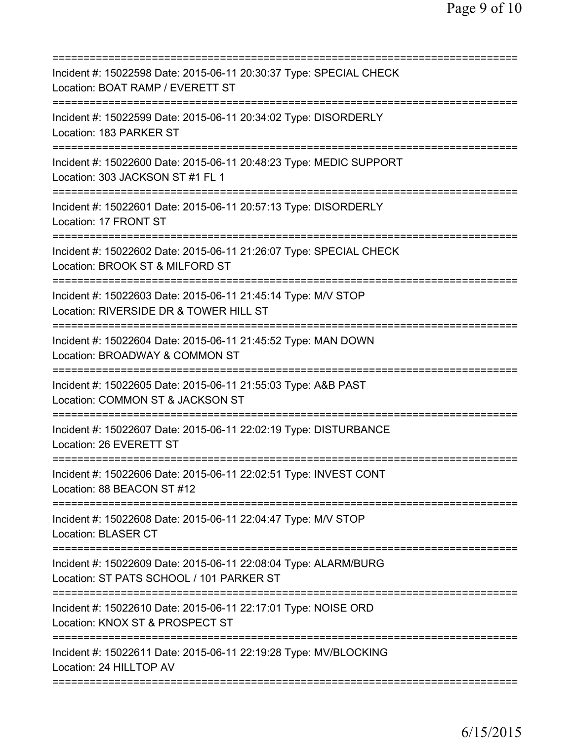===========================================================================
Incident #: 15022598 Date: 2015-06-11 20:30:37 Type: SPECIAL CHECK
Location: BOAT RAMP / EVERETT ST
===========================================================================
Incident #: 15022599 Date: 2015-06-11 20:34:02 Type: DISORDERLY
Location: 183 PARKER ST
===========================================================================
Incident #: 15022600 Date: 2015-06-11 20:48:23 Type: MEDIC SUPPORT
Location: 303 JACKSON ST #1 FL 1
===========================================================================
Incident #: 15022601 Date: 2015-06-11 20:57:13 Type: DISORDERLY
Location: 17 FRONT ST
===========================================================================
Incident #: 15022602 Date: 2015-06-11 21:26:07 Type: SPECIAL CHECK
Location: BROOK ST & MILFORD ST
===========================================================================
Incident #: 15022603 Date: 2015-06-11 21:45:14 Type: M/V STOP
Location: RIVERSIDE DR & TOWER HILL ST
===========================================================================
Incident #: 15022604 Date: 2015-06-11 21:45:52 Type: MAN DOWN
Location: BROADWAY & COMMON ST
===========================================================================
Incident #: 15022605 Date: 2015-06-11 21:55:03 Type: A&B PAST
Location: COMMON ST & JACKSON ST
===========================================================================
Incident #: 15022607 Date: 2015-06-11 22:02:19 Type: DISTURBANCE
Location: 26 EVERETT ST
===========================================================================
Incident #: 15022606 Date: 2015-06-11 22:02:51 Type: INVEST CONT
Location: 88 BEACON ST #12
===========================================================================
Incident #: 15022608 Date: 2015-06-11 22:04:47 Type: M/V STOP
Location: BLASER CT
===========================================================================
Incident #: 15022609 Date: 2015-06-11 22:08:04 Type: ALARM/BURG
Location: ST PATS SCHOOL / 101 PARKER ST
===========================================================================
Incident #: 15022610 Date: 2015-06-11 22:17:01 Type: NOISE ORD
Location: KNOX ST & PROSPECT ST
===========================================================================
Incident #: 15022611 Date: 2015-06-11 22:19:28 Type: MV/BLOCKING
Location: 24 HILLTOP AV
===========================================================================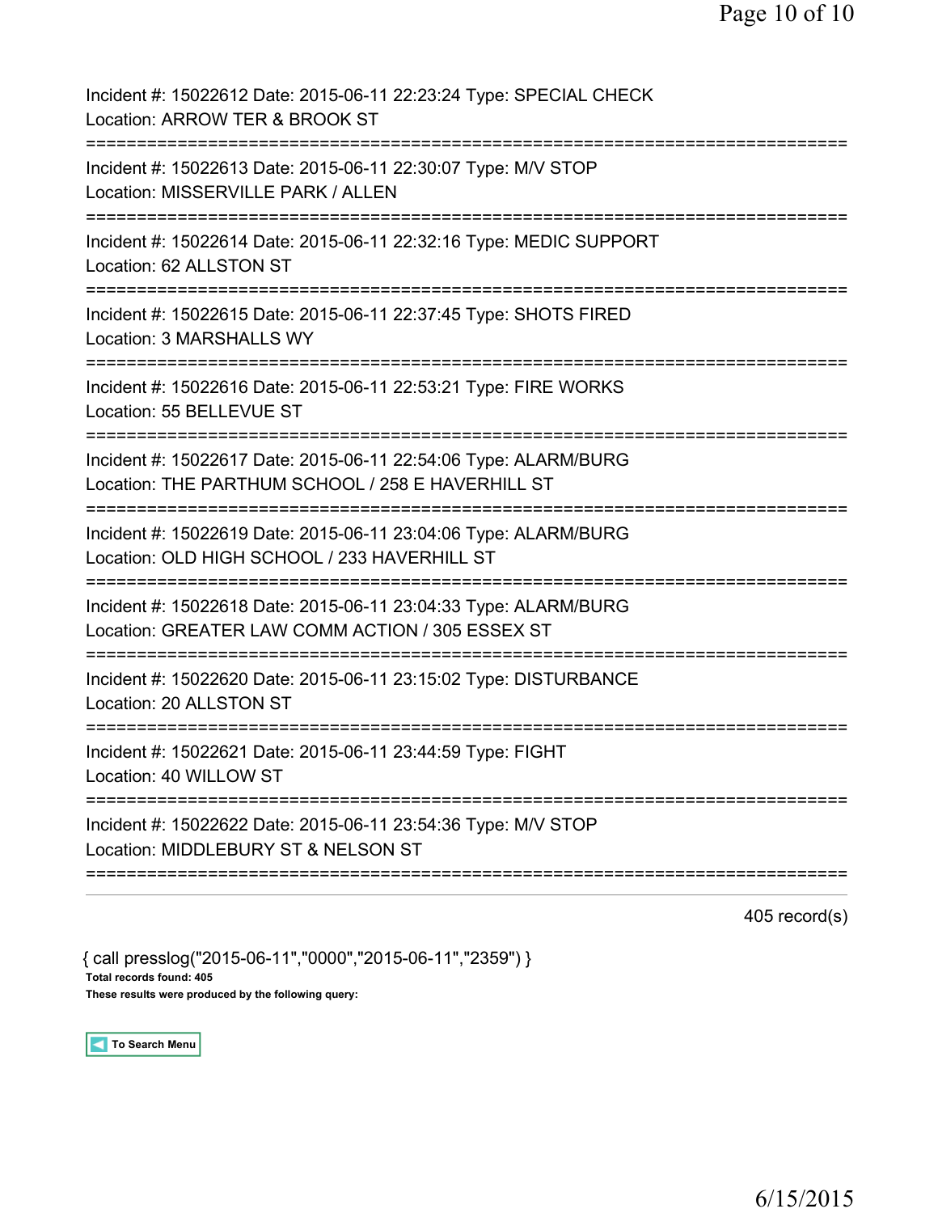Incident #: 15022612 Date: 2015-06-11 22:23:24 Type: SPECIAL CHECK
Location: ARROW TER & BROOK ST

===========================================================================

Incident #: 15022613 Date: 2015-06-11 22:30:07 Type: M/V STOP
Location: MISSERVILLE PARK / ALLEN

===========================================================================

Incident #: 15022614 Date: 2015-06-11 22:32:16 Type: MEDIC SUPPORT
Location: 62 ALLSTON ST

===========================================================================

Incident #: 15022615 Date: 2015-06-11 22:37:45 Type: SHOTS FIRED
Location: 3 MARSHALLS WY

===========================================================================

Incident #: 15022616 Date: 2015-06-11 22:53:21 Type: FIRE WORKS
Location: 55 BELLEVUE ST

===========================================================================

Incident #: 15022617 Date: 2015-06-11 22:54:06 Type: ALARM/BURG
Location: THE PARTHUM SCHOOL / 258 E HAVERHILL ST

===========================================================================

Incident #: 15022619 Date: 2015-06-11 23:04:06 Type: ALARM/BURG
Location: OLD HIGH SCHOOL / 233 HAVERHILL ST

===========================================================================

Incident #: 15022618 Date: 2015-06-11 23:04:33 Type: ALARM/BURG
Location: GREATER LAW COMM ACTION / 305 ESSEX ST

===========================================================================

Incident #: 15022620 Date: 2015-06-11 23:15:02 Type: DISTURBANCE
Location: 20 ALLSTON ST

===========================================================================

Incident #: 15022621 Date: 2015-06-11 23:44:59 Type: FIGHT
Location: 40 WILLOW ST

===========================================================================

Incident #: 15022622 Date: 2015-06-11 23:54:36 Type: M/V STOP
Location: MIDDLEBURY ST & NELSON ST

===========================================================================

405 record(s)

{ call presslog("2015-06-11","0000","2015-06-11","2359") }

**Total records found: 405**

**These results were produced by the following query:**

To Search Menu